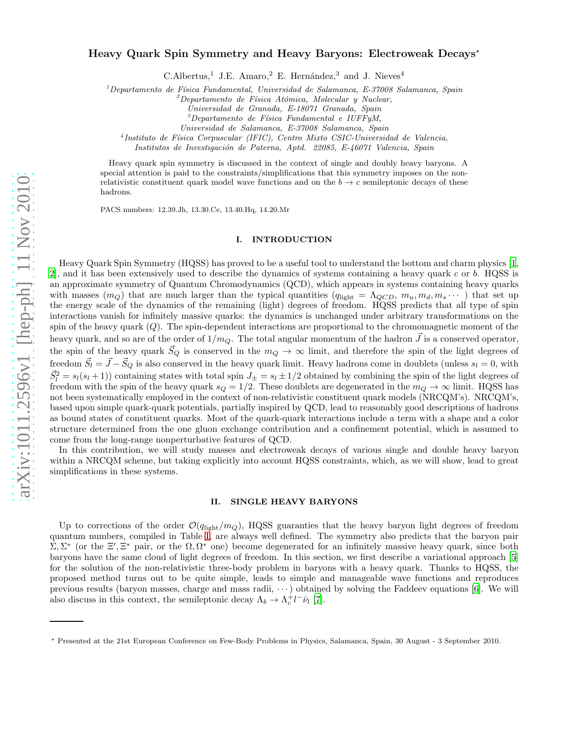# Heavy Quark Spin Symmetry and Heavy Baryons: Electroweak Decays*

C.Albertus,[1] J.E. Amaro,[2] E. Hernández,[3] and J. Nieves[4]

[1]Departamento de Física Fundamental, Universidad de Salamanca, E-37008 Salamanca, Spain
[2]Departamento de Física Atómica, Molecular y Nuclear, Universidad de Granada, E-18071 Granada, Spain
[3]Departamento de Física Fundamental e IUFFyM, Universidad de Salamanca, E-37008 Salamanca, Spain
[4]Instituto de Física Corpuscular (IFIC), Centro Mixto CSIC-Universidad de Valencia, Institutos de Investigación de Paterna, Aptd. 22085, E-46071 Valencia, Spain

Heavy quark spin symmetry is discussed in the context of single and doubly heavy baryons. A special attention is paid to the constraints/simplifications that this symmetry imposes on the non-relativistic constituent quark model wave functions and on the $b \to c$ semileptonic decays of these hadrons.

PACS numbers: 12.39.Jh, 13.30.Ce, 13.40.Hq, 14.20.Mr

## I. INTRODUCTION

Heavy Quark Spin Symmetry (HQSS) has proved to be a useful tool to understand the bottom and charm physics [1, 2], and it has been extensively used to describe the dynamics of systems containing a heavy quark $c$ or $b$. HQSS is an approximate symmetry of Quantum Chromodynamics (QCD), which appears in systems containing heavy quarks with masses ($m_Q$) that are much larger than the typical quantities ($q_{\rm light} = \Lambda_{QCD},\ m_u, m_d, m_s \cdots$ ) that set up the energy scale of the dynamics of the remaining (light) degrees of freedom. HQSS predicts that all type of spin interactions vanish for infinitely massive quarks: the dynamics is unchanged under arbitrary transformations on the spin of the heavy quark ($Q$). The spin-dependent interactions are proportional to the chromomagnetic moment of the heavy quark, and so are of the order of $1/m_Q$. The total angular momentum of the hadron $\vec{J}$ is a conserved operator, the spin of the heavy quark $\vec{S}_Q$ is conserved in the $m_Q \to \infty$ limit, and therefore the spin of the light degrees of freedom $\vec{S}_l = \vec{J} - \vec{S}_Q$ is also conserved in the heavy quark limit. Heavy hadrons come in doublets (unless $s_l = 0$, with $\vec{S}_l^2 = s_l(s_l+1)$) containing states with total spin $J_\pm = s_l \pm 1/2$ obtained by combining the spin of the light degrees of freedom with the spin of the heavy quark $s_Q = 1/2$. These doublets are degenerated in the $m_Q \to \infty$ limit. HQSS has not been systematically employed in the context of non-relativistic constituent quark models (NRCQM's). NRCQM's, based upon simple quark-quark potentials, partially inspired by QCD, lead to reasonably good descriptions of hadrons as bound states of constituent quarks. Most of the quark-quark interactions include a term with a shape and a color structure determined from the one gluon exchange contribution and a confinement potential, which is assumed to come from the long-range nonperturbative features of QCD.

In this contribution, we will study masses and electroweak decays of various single and double heavy baryon within a NRCQM scheme, but taking explicitly into account HQSS constraints, which, as we will show, lead to great simplifications in these systems.

## II. SINGLE HEAVY BARYONS

Up to corrections of the order $\mathcal{O}(q_{\rm light}/m_Q)$, HQSS guaranties that the heavy baryon light degrees of freedom quantum numbers, compiled in Table I, are always well defined. The symmetry also predicts that the baryon pair $\Sigma, \Sigma^*$ (or the $\Xi', \Xi^*$ pair, or the $\Omega, \Omega^*$ one) become degenerated for an infinitely massive heavy quark, since both baryons have the same cloud of light degrees of freedom. In this section, we first describe a variational approach [5] for the solution of the non-relativistic three-body problem in baryons with a heavy quark. Thanks to HQSS, the proposed method turns out to be quite simple, leads to simple and manageable wave functions and reproduces previous results (baryon masses, charge and mass radii, $\cdots$) obtained by solving the Faddeev equations [6]. We will also discuss in this context, the semileptonic decay $\Lambda_b \to \Lambda_c^+ l^- \bar{\nu}_l$ [7].

* Presented at the 21st European Conference on Few-Body Problems in Physics, Salamanca, Spain, 30 August - 3 September 2010.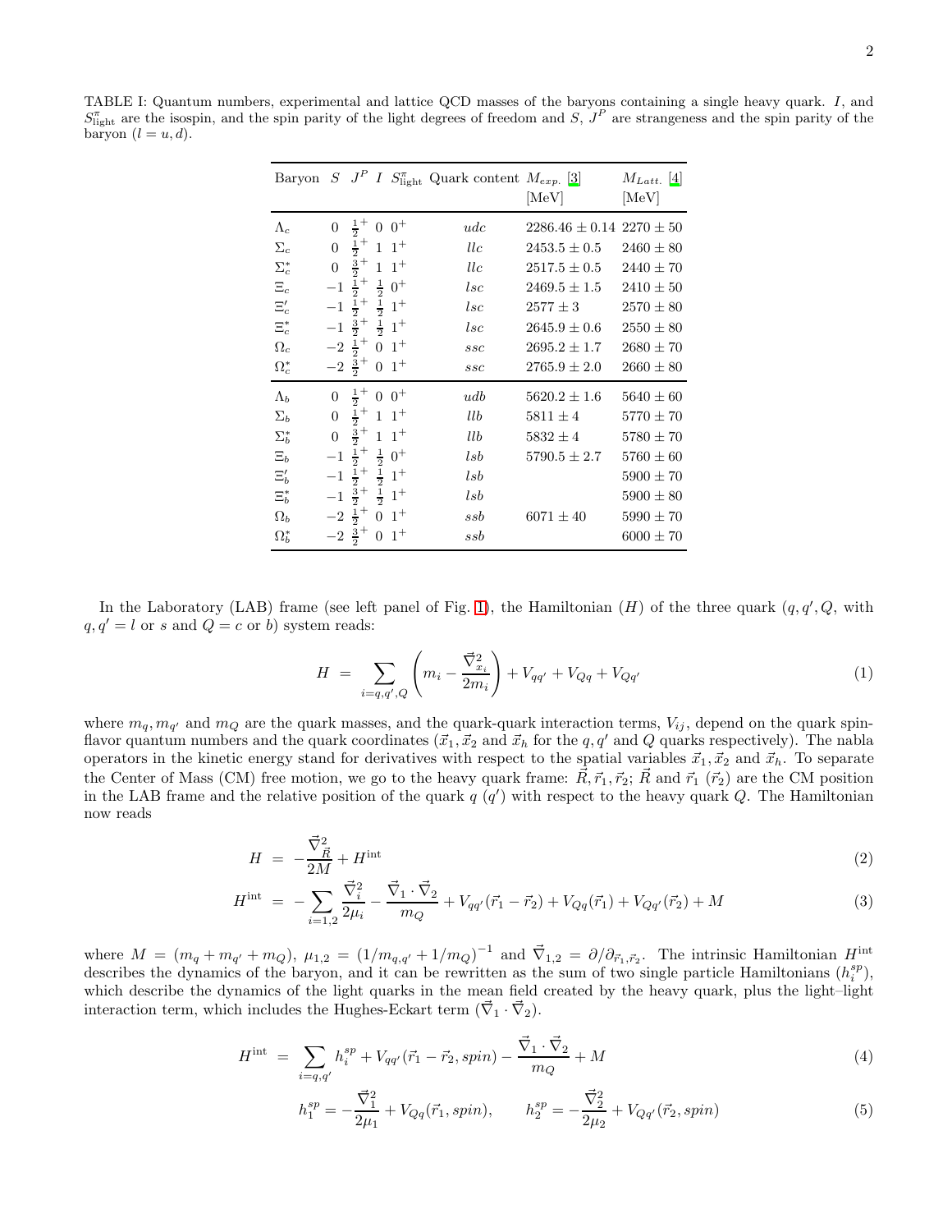TABLE I: Quantum numbers, experimental and lattice QCD masses of the baryons containing a single heavy quark. $I$, and $S^{\pi}_{\rm light}$ are the isospin, and the spin parity of the light degrees of freedom and $S$, $J^P$ are strangeness and the spin parity of the baryon ($l = u, d$).

| Baryon | $S$ | $J^P$ | $I$ | $S^{\pi}_{\rm light}$ | Quark content | $M_{exp.}$ [3] [MeV] | $M_{Latt.}$ [4] [MeV] |
|---|---|---|---|---|---|---|---|
| $\Lambda_c$ | 0 | $\frac{1}{2}^+$ | 0 | $0^+$ | $udc$ | $2286.46 \pm 0.14$ | $2270 \pm 50$ |
| $\Sigma_c$ | 0 | $\frac{1}{2}^+$ | 1 | $1^+$ | $llc$ | $2453.5 \pm 0.5$ | $2460 \pm 80$ |
| $\Sigma^*_c$ | 0 | $\frac{3}{2}^+$ | 1 | $1^+$ | $llc$ | $2517.5 \pm 0.5$ | $2440 \pm 70$ |
| $\Xi_c$ | $-1$ | $\frac{1}{2}^+$ | $\frac{1}{2}$ | $0^+$ | $lsc$ | $2469.5 \pm 1.5$ | $2410 \pm 50$ |
| $\Xi'_c$ | $-1$ | $\frac{1}{2}^+$ | $\frac{1}{2}$ | $1^+$ | $lsc$ | $2577 \pm 3$ | $2570 \pm 80$ |
| $\Xi^*_c$ | $-1$ | $\frac{3}{2}^+$ | $\frac{1}{2}$ | $1^+$ | $lsc$ | $2645.9 \pm 0.6$ | $2550 \pm 80$ |
| $\Omega_c$ | $-2$ | $\frac{1}{2}^+$ | 0 | $1^+$ | $ssc$ | $2695.2 \pm 1.7$ | $2680 \pm 70$ |
| $\Omega^*_c$ | $-2$ | $\frac{3}{2}^+$ | 0 | $1^+$ | $ssc$ | $2765.9 \pm 2.0$ | $2660 \pm 80$ |
| $\Lambda_b$ | 0 | $\frac{1}{2}^+$ | 0 | $0^+$ | $udb$ | $5620.2 \pm 1.6$ | $5640 \pm 60$ |
| $\Sigma_b$ | 0 | $\frac{1}{2}^+$ | 1 | $1^+$ | $llb$ | $5811 \pm 4$ | $5770 \pm 70$ |
| $\Sigma^*_b$ | 0 | $\frac{3}{2}^+$ | 1 | $1^+$ | $llb$ | $5832 \pm 4$ | $5780 \pm 70$ |
| $\Xi_b$ | $-1$ | $\frac{1}{2}^+$ | $\frac{1}{2}$ | $0^+$ | $lsb$ | $5790.5 \pm 2.7$ | $5760 \pm 60$ |
| $\Xi'_b$ | $-1$ | $\frac{1}{2}^+$ | $\frac{1}{2}$ | $1^+$ | $lsb$ | | $5900 \pm 70$ |
| $\Xi^*_b$ | $-1$ | $\frac{3}{2}^+$ | $\frac{1}{2}$ | $1^+$ | $lsb$ | | $5900 \pm 80$ |
| $\Omega_b$ | $-2$ | $\frac{1}{2}^+$ | 0 | $1^+$ | $ssb$ | $6071 \pm 40$ | $5990 \pm 70$ |
| $\Omega^*_b$ | $-2$ | $\frac{3}{2}^+$ | 0 | $1^+$ | $ssb$ | | $6000 \pm 70$ |

In the Laboratory (LAB) frame (see left panel of Fig. 1), the Hamiltonian ($H$) of the three quark ($q, q', Q$, with $q, q' = l$ or $s$ and $Q = c$ or $b$) system reads:

$$H = \sum_{i=q,q',Q} \left( m_i - \frac{\vec{\nabla}^2_{x_i}}{2m_i} \right) + V_{qq'} + V_{Qq} + V_{Qq'} \tag{1}$$

where $m_q, m_{q'}$ and $m_Q$ are the quark masses, and the quark-quark interaction terms, $V_{ij}$, depend on the quark spin-flavor quantum numbers and the quark coordinates ($\vec{x}_1, \vec{x}_2$ and $\vec{x}_h$ for the $q, q'$ and $Q$ quarks respectively). The nabla operators in the kinetic energy stand for derivatives with respect to the spatial variables $\vec{x}_1, \vec{x}_2$ and $\vec{x}_h$. To separate the Center of Mass (CM) free motion, we go to the heavy quark frame: $\vec{R}, \vec{r}_1, \vec{r}_2$; $\vec{R}$ and $\vec{r}_1$ ($\vec{r}_2$) are the CM position in the LAB frame and the relative position of the quark $q$ ($q'$) with respect to the heavy quark $Q$. The Hamiltonian now reads

$$H = -\frac{\vec{\nabla}^2_{\vec{R}}}{2M} + H^{\rm int} \tag{2}$$

$$H^{\rm int} = -\sum_{i=1,2} \frac{\vec{\nabla}^2_i}{2\mu_i} - \frac{\vec{\nabla}_1 \cdot \vec{\nabla}_2}{m_Q} + V_{qq'}(\vec{r}_1 - \vec{r}_2) + V_{Qq}(\vec{r}_1) + V_{Qq'}(\vec{r}_2) + M \tag{3}$$

where $M = (m_q + m_{q'} + m_Q)$, $\mu_{1,2} = (1/m_{q,q'} + 1/m_Q)^{-1}$ and $\vec{\nabla}_{1,2} = \partial/\partial_{\vec{r}_1,\vec{r}_2}$. The intrinsic Hamiltonian $H^{\rm int}$ describes the dynamics of the baryon, and it can be rewritten as the sum of two single particle Hamiltonians ($h^{sp}_i$), which describe the dynamics of the light quarks in the mean field created by the heavy quark, plus the light–light interaction term, which includes the Hughes-Eckart term ($\vec{\nabla}_1 \cdot \vec{\nabla}_2$).

$$H^{\rm int} = \sum_{i=q,q'} h^{sp}_i + V_{qq'}(\vec{r}_1 - \vec{r}_2, spin) - \frac{\vec{\nabla}_1 \cdot \vec{\nabla}_2}{m_Q} + M \tag{4}$$

$$h^{sp}_1 = -\frac{\vec{\nabla}^2_1}{2\mu_1} + V_{Qq}(\vec{r}_1, spin), \qquad h^{sp}_2 = -\frac{\vec{\nabla}^2_2}{2\mu_2} + V_{Qq'}(\vec{r}_2, spin) \tag{5}$$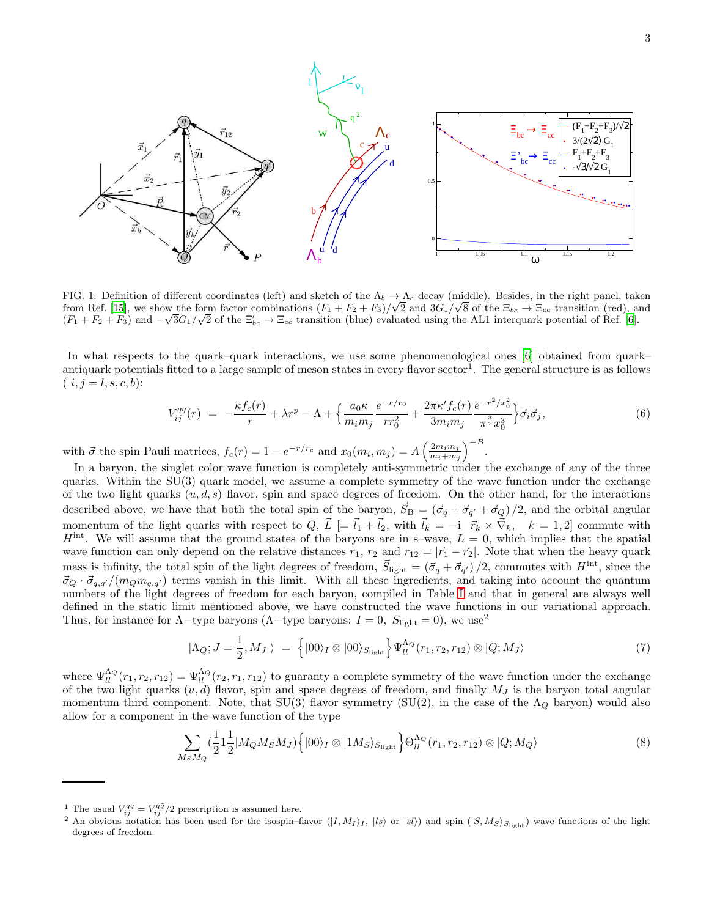FIG. 1: Definition of different coordinates (left) and sketch of the $\Lambda_b \to \Lambda_c$ decay (middle). Besides, in the right panel, taken from Ref. [15], we show the form factor combinations $(F_1 + F_2 + F_3)/\sqrt{2}$ and $3G_1/\sqrt{8}$ of the $\Xi_{bc} \to \Xi_{cc}$ transition (red), and $(F_1 + F_2 + F_3)$ and $-\sqrt{3}G_1/\sqrt{2}$ of the $\Xi'_{bc} \to \Xi_{cc}$ transition (blue) evaluated using the AL1 interquark potential of Ref. [6].

In what respects to the quark–quark interactions, we use some phenomenological ones [6] obtained from quark–antiquark potentials fitted to a large sample of meson states in every flavor sector[1]. The general structure is as follows ( $i, j = l, s, c, b$):

$$V_{ij}^{q\bar{q}}(r) = -\frac{\kappa f_c(r)}{r} + \lambda r^p - \Lambda + \left\{ \frac{a_0 \kappa}{m_i m_j} \frac{e^{-r/r_0}}{r r_0^2} + \frac{2\pi\kappa' f_c(r)}{3 m_i m_j} \frac{e^{-r^2/x_0^2}}{\pi^{\frac{3}{2}} x_0^3} \right\} \vec{\sigma}_i \vec{\sigma}_j, \tag{6}$$

with $\vec{\sigma}$ the spin Pauli matrices, $f_c(r) = 1 - e^{-r/r_c}$ and $x_0(m_i, m_j) = A \left( \frac{2 m_i m_j}{m_i + m_j} \right)^{-B}$.

In a baryon, the singlet color wave function is completely anti-symmetric under the exchange of any of the three quarks. Within the SU(3) quark model, we assume a complete symmetry of the wave function under the exchange of the two light quarks $(u, d, s)$ flavor, spin and space degrees of freedom. On the other hand, for the interactions described above, we have that both the total spin of the baryon, $\vec{S}_{\rm B} = (\vec{\sigma}_q + \vec{\sigma}_{q'} + \vec{\sigma}_Q)/2$, and the orbital angular momentum of the light quarks with respect to $Q$, $\vec{L}$ [$= \vec{l}_1 + \vec{l}_2$, with $\vec{l}_k = -{\rm i} \ \ \vec{r}_k \times \vec{\nabla}_k$, $\ k = 1, 2$] commute with $H^{\rm int}$. We will assume that the ground states of the baryons are in s–wave, $L = 0$, which implies that the spatial wave function can only depend on the relative distances $r_1$, $r_2$ and $r_{12} = |\vec{r}_1 - \vec{r}_2|$. Note that when the heavy quark mass is infinity, the total spin of the light degrees of freedom, $\vec{S}_{\rm light} = (\vec{\sigma}_q + \vec{\sigma}_{q'})/2$, commutes with $H^{\rm int}$, since the $\vec{\sigma}_Q \cdot \vec{\sigma}_{q,q'}/(m_Q m_{q,q'})$ terms vanish in this limit. With all these ingredients, and taking into account the quantum numbers of the light degrees of freedom for each baryon, compiled in Table I and that in general are always well defined in the static limit mentioned above, we have constructed the wave functions in our variational approach. Thus, for instance for $\Lambda-$type baryons ($\Lambda-$type baryons: $I = 0$, $S_{\rm light} = 0$), we use[2]

$$|\Lambda_Q; J = \frac{1}{2}, M_J\,\rangle \ = \ \Big\{ |00\rangle_I \otimes |00\rangle_{S_{\rm light}} \Big\} \Psi_{ll}^{\Lambda_Q}(r_1, r_2, r_{12}) \otimes |Q; M_J\rangle \tag{7}$$

where $\Psi_{ll}^{\Lambda_Q}(r_1, r_2, r_{12}) = \Psi_{ll}^{\Lambda_Q}(r_2, r_1, r_{12})$ to guaranty a complete symmetry of the wave function under the exchange of the two light quarks $(u, d)$ flavor, spin and space degrees of freedom, and finally $M_J$ is the baryon total angular momentum third component. Note, that SU(3) flavor symmetry (SU(2), in the case of the $\Lambda_Q$ baryon) would also allow for a component in the wave function of the type

$$\sum_{M_S M_Q} (\frac{1}{2} 1 \frac{1}{2} | M_Q M_S M_J) \Big\{ |00\rangle_I \otimes |1 M_S\rangle_{S_{\rm light}} \Big\} \Theta_{ll}^{\Lambda_Q}(r_1, r_2, r_{12}) \otimes |Q; M_Q\rangle \tag{8}$$

---

[1] The usual $V_{ij}^{qq} = V_{ij}^{q\bar{q}}/2$ prescription is assumed here.

[2] An obvious notation has been used for the isospin–flavor ($|I, M_I\rangle_I$, $|ls\rangle$ or $|sl\rangle$) and spin ($|S, M_S\rangle_{S_{\rm light}}$) wave functions of the light degrees of freedom.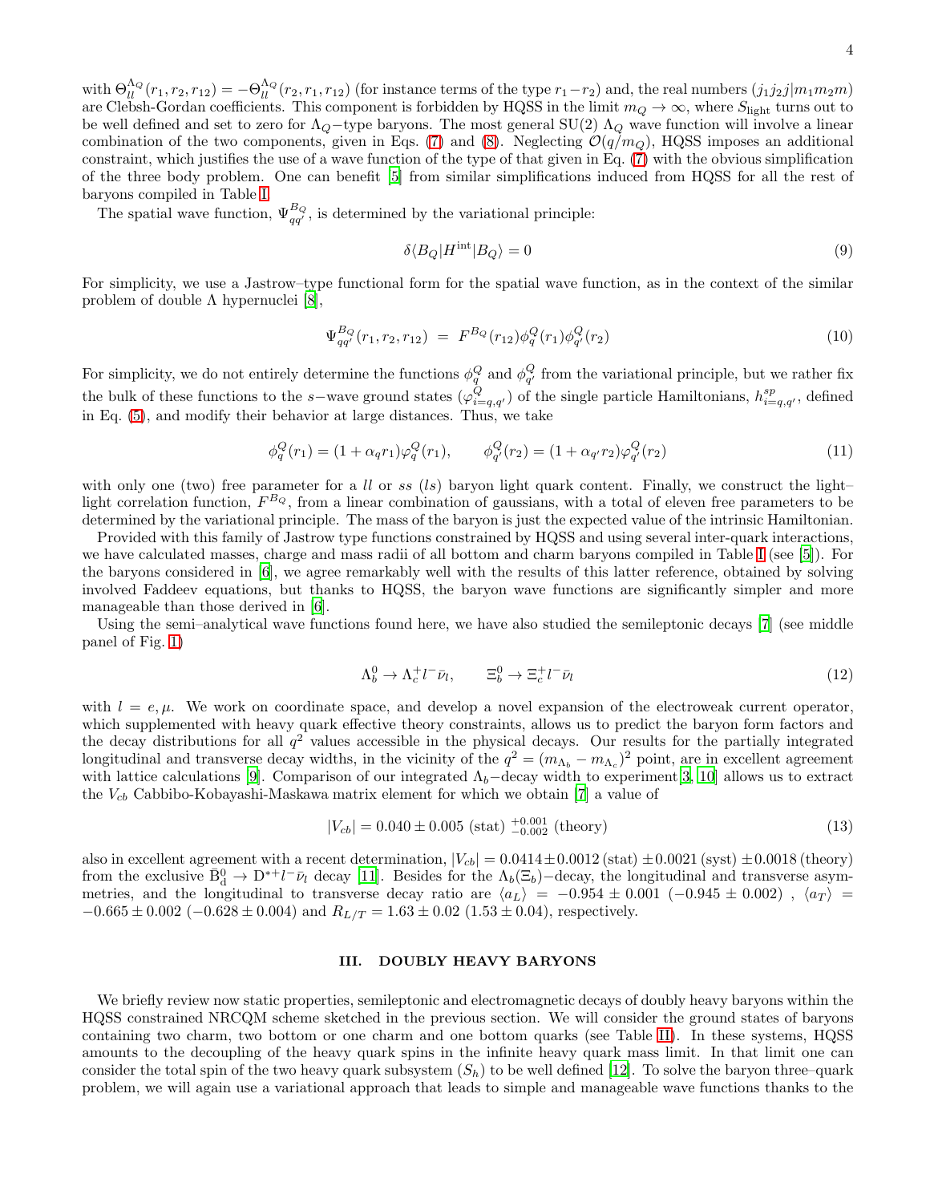with $\Theta_{ll}^{\Lambda_Q}(r_1, r_2, r_{12}) = -\Theta_{ll}^{\Lambda_Q}(r_2, r_1, r_{12})$ (for instance terms of the type $r_1 - r_2$) and, the real numbers $(j_1 j_2 j | m_1 m_2 m)$ are Clebsh-Gordan coefficients. This component is forbidden by HQSS in the limit $m_Q \to \infty$, where $S_{\rm light}$ turns out to be well defined and set to zero for $\Lambda_Q$−type baryons. The most general SU(2) $\Lambda_Q$ wave function will involve a linear combination of the two components, given in Eqs. (7) and (8). Neglecting $\mathcal{O}(q/m_Q)$, HQSS imposes an additional constraint, which justifies the use of a wave function of the type of that given in Eq. (7) with the obvious simplification of the three body problem. One can benefit [5] from similar simplifications induced from HQSS for all the rest of baryons compiled in Table I.

The spatial wave function, $\Psi_{qq'}^{B_Q}$, is determined by the variational principle:

$$\delta \langle B_Q | H^{\rm int} | B_Q \rangle = 0 \tag{9}$$

For simplicity, we use a Jastrow–type functional form for the spatial wave function, as in the context of the similar problem of double $\Lambda$ hypernuclei [8],

$$\Psi_{qq'}^{B_Q}(r_1, r_2, r_{12}) \;=\; F^{B_Q}(r_{12}) \phi_q^Q(r_1) \phi_{q'}^Q(r_2) \tag{10}$$

For simplicity, we do not entirely determine the functions $\phi_q^Q$ and $\phi_{q'}^Q$ from the variational principle, but we rather fix the bulk of these functions to the $s$−wave ground states ($\varphi_{i=q,q'}^Q$) of the single particle Hamiltonians, $h_{i=q,q'}^{sp}$, defined in Eq. (5), and modify their behavior at large distances. Thus, we take

$$\phi_q^Q(r_1) = (1 + \alpha_q r_1) \varphi_q^Q(r_1), \qquad \phi_{q'}^Q(r_2) = (1 + \alpha_{q'} r_2) \varphi_{q'}^Q(r_2) \tag{11}$$

with only one (two) free parameter for a $ll$ or $ss$ ($ls$) baryon light quark content. Finally, we construct the light–light correlation function, $F^{B_Q}$, from a linear combination of gaussians, with a total of eleven free parameters to be determined by the variational principle. The mass of the baryon is just the expected value of the intrinsic Hamiltonian.

Provided with this family of Jastrow type functions constrained by HQSS and using several inter-quark interactions, we have calculated masses, charge and mass radii of all bottom and charm baryons compiled in Table I (see [5]). For the baryons considered in [6], we agree remarkably well with the results of this latter reference, obtained by solving involved Faddeev equations, but thanks to HQSS, the baryon wave functions are significantly simpler and more manageable than those derived in [6].

Using the semi–analytical wave functions found here, we have also studied the semileptonic decays [7] (see middle panel of Fig. 1)

$$\Lambda_b^0 \to \Lambda_c^+ l^- \bar{\nu}_l, \qquad \Xi_b^0 \to \Xi_c^+ l^- \bar{\nu}_l \tag{12}$$

with $l = e, \mu$. We work on coordinate space, and develop a novel expansion of the electroweak current operator, which supplemented with heavy quark effective theory constraints, allows us to predict the baryon form factors and the decay distributions for all $q^2$ values accessible in the physical decays. Our results for the partially integrated longitudinal and transverse decay widths, in the vicinity of the $q^2 = (m_{\Lambda_b} - m_{\Lambda_c})^2$ point, are in excellent agreement with lattice calculations [9]. Comparison of our integrated $\Lambda_b$−decay width to experiment[3, 10] allows us to extract the $V_{cb}$ Cabbibo-Kobayashi-Maskawa matrix element for which we obtain [7] a value of

$$|V_{cb}| = 0.040 \pm 0.005 \text{ (stat)} \ ^{+0.001}_{-0.002} \text{ (theory)} \tag{13}$$

also in excellent agreement with a recent determination, $|V_{cb}| = 0.0414 \pm 0.0012\,(\text{stat}) \pm 0.0021\,(\text{syst}) \pm 0.0018\,(\text{theory})$ from the exclusive $\bar{\rm B}^0_{\rm d} \to {\rm D}^{*+} l^- \bar{\nu}_l$ decay [11]. Besides for the $\Lambda_b(\Xi_b)$−decay, the longitudinal and transverse asymmetries, and the longitudinal to transverse decay ratio are $\langle a_L \rangle = -0.954 \pm 0.001$ $(-0.945 \pm 0.002)$ , $\langle a_T \rangle = -0.665 \pm 0.002$ $(-0.628 \pm 0.004)$ and $R_{L/T} = 1.63 \pm 0.02$ $(1.53 \pm 0.04)$, respectively.

## III. DOUBLY HEAVY BARYONS

We briefly review now static properties, semileptonic and electromagnetic decays of doubly heavy baryons within the HQSS constrained NRCQM scheme sketched in the previous section. We will consider the ground states of baryons containing two charm, two bottom or one charm and one bottom quarks (see Table II). In these systems, HQSS amounts to the decoupling of the heavy quark spins in the infinite heavy quark mass limit. In that limit one can consider the total spin of the two heavy quark subsystem ($S_h$) to be well defined [12]. To solve the baryon three–quark problem, we will again use a variational approach that leads to simple and manageable wave functions thanks to the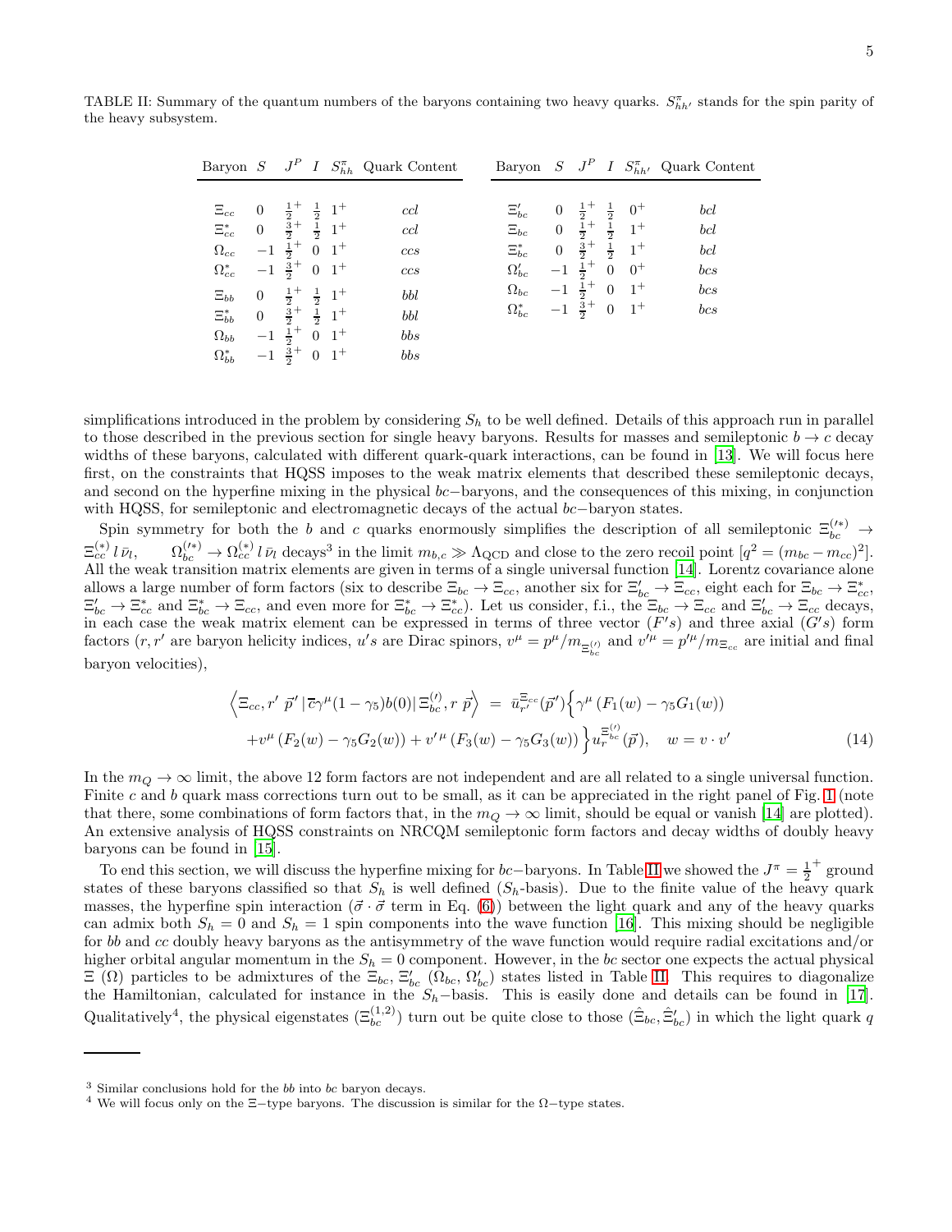TABLE II: Summary of the quantum numbers of the baryons containing two heavy quarks. $S^{\pi}_{hh'}$ stands for the spin parity of the heavy subsystem.

| Baryon | $S$ | $J^P$ | $I$ | $S^{\pi}_{hh}$ | Quark Content | Baryon | $S$ | $J^P$ | $I$ | $S^{\pi}_{hh'}$ | Quark Content |
|---|---|---|---|---|---|---|---|---|---|---|---|
| $\Xi_{cc}$ | 0 | $\frac{1}{2}^+$ | $\frac{1}{2}$ | $1^+$ | $ccl$ | $\Xi'_{bc}$ | 0 | $\frac{1}{2}^+$ | $\frac{1}{2}$ | $0^+$ | $bcl$ |
| $\Xi^*_{cc}$ | 0 | $\frac{3}{2}^+$ | $\frac{1}{2}$ | $1^+$ | $ccl$ | $\Xi_{bc}$ | 0 | $\frac{1}{2}^+$ | $\frac{1}{2}$ | $1^+$ | $bcl$ |
| $\Omega_{cc}$ | $-1$ | $\frac{1}{2}^+$ | 0 | $1^+$ | $ccs$ | $\Xi^*_{bc}$ | 0 | $\frac{3}{2}^+$ | $\frac{1}{2}$ | $1^+$ | $bcl$ |
| $\Omega^*_{cc}$ | $-1$ | $\frac{3}{2}^+$ | 0 | $1^+$ | $ccs$ | $\Omega'_{bc}$ | $-1$ | $\frac{1}{2}^+$ | 0 | $0^+$ | $bcs$ |
| $\Xi_{bb}$ | 0 | $\frac{1}{2}^+$ | $\frac{1}{2}$ | $1^+$ | $bbl$ | $\Omega_{bc}$ | $-1$ | $\frac{1}{2}^+$ | 0 | $1^+$ | $bcs$ |
| $\Xi^*_{bb}$ | 0 | $\frac{3}{2}^+$ | $\frac{1}{2}$ | $1^+$ | $bbl$ | $\Omega^*_{bc}$ | $-1$ | $\frac{3}{2}^+$ | 0 | $1^+$ | $bcs$ |
| $\Omega_{bb}$ | $-1$ | $\frac{1}{2}^+$ | 0 | $1^+$ | $bbs$ | | | | | | |
| $\Omega^*_{bb}$ | $-1$ | $\frac{3}{2}^+$ | 0 | $1^+$ | $bbs$ | | | | | | |

simplifications introduced in the problem by considering $S_h$ to be well defined. Details of this approach run in parallel to those described in the previous section for single heavy baryons. Results for masses and semileptonic $b \to c$ decay widths of these baryons, calculated with different quark-quark interactions, can be found in [13]. We will focus here first, on the constraints that HQSS imposes to the weak matrix elements that described these semileptonic decays, and second on the hyperfine mixing in the physical $bc-$baryons, and the consequences of this mixing, in conjunction with HQSS, for semileptonic and electromagnetic decays of the actual $bc-$baryon states.

Spin symmetry for both the $b$ and $c$ quarks enormously simplifies the description of all semileptonic $\Xi^{(\prime *)}_{bc} \to \Xi^{(*)}_{cc}\, l\, \bar\nu_l$, $\quad \Omega^{(\prime *)}_{bc} \to \Omega^{(*)}_{cc}\, l\, \bar\nu_l$ decays[3] in the limit $m_{b,c} \gg \Lambda_{\rm QCD}$ and close to the zero recoil point $[q^2 = (m_{bc} - m_{cc})^2]$. All the weak transition matrix elements are given in terms of a single universal function [14]. Lorentz covariance alone allows a large number of form factors (six to describe $\Xi_{bc} \to \Xi_{cc}$, another six for $\Xi'_{bc} \to \Xi_{cc}$, eight each for $\Xi_{bc} \to \Xi^*_{cc}$, $\Xi'_{bc} \to \Xi^*_{cc}$ and $\Xi^*_{bc} \to \Xi_{cc}$, and even more for $\Xi^*_{bc} \to \Xi^*_{cc}$). Let us consider, f.i., the $\Xi_{bc} \to \Xi_{cc}$ and $\Xi'_{bc} \to \Xi_{cc}$ decays, in each case the weak matrix element can be expressed in terms of three vector ($F's$) and three axial ($G's$) form factors ($r, r'$ are baryon helicity indices, $u's$ are Dirac spinors, $v^\mu = p^\mu / m_{\Xi^{(\prime)}_{bc}}$ and $v'^\mu = p'^\mu / m_{\Xi_{cc}}$ are initial and final baryon velocities),

$$
\begin{aligned}
\left\langle \Xi_{cc}, r'\ \vec p^{\,\prime} \,|\, \bar c \gamma^\mu (1-\gamma_5) b(0) \,|\, \Xi^{(\prime)}_{bc}, r\ \vec p \right\rangle \;&=\; \bar u^{\Xi_{cc}}_{r'}(\vec p^{\,\prime}) \Big\{ \gamma^\mu \left(F_1(w) - \gamma_5 G_1(w)\right) \\
&+ v^\mu \left(F_2(w) - \gamma_5 G_2(w)\right) + v'^{\,\mu} \left(F_3(w) - \gamma_5 G_3(w)\right) \Big\} u^{\Xi^{(\prime)}_{bc}}_{r}(\vec p), \quad w = v\cdot v'
\end{aligned}
\tag{14}
$$

In the $m_Q \to \infty$ limit, the above 12 form factors are not independent and are all related to a single universal function. Finite $c$ and $b$ quark mass corrections turn out to be small, as it can be appreciated in the right panel of Fig. 1 (note that there, some combinations of form factors that, in the $m_Q \to \infty$ limit, should be equal or vanish [14] are plotted). An extensive analysis of HQSS constraints on NRCQM semileptonic form factors and decay widths of doubly heavy baryons can be found in [15].

To end this section, we will discuss the hyperfine mixing for $bc-$baryons. In Table II we showed the $J^\pi = \frac{1}{2}^+$ ground states of these baryons classified so that $S_h$ is well defined ($S_h$-basis). Due to the finite value of the heavy quark masses, the hyperfine spin interaction ($\vec\sigma \cdot \vec\sigma$ term in Eq. (6)) between the light quark and any of the heavy quarks can admix both $S_h = 0$ and $S_h = 1$ spin components into the wave function [16]. This mixing should be negligible for $bb$ and $cc$ doubly heavy baryons as the antisymmetry of the wave function would require radial excitations and/or higher orbital angular momentum in the $S_h = 0$ component. However, in the $bc$ sector one expects the actual physical $\Xi$ ($\Omega$) particles to be admixtures of the $\Xi_{bc}$, $\Xi'_{bc}$ ($\Omega_{bc}$, $\Omega'_{bc}$) states listed in Table II. This requires to diagonalize the Hamiltonian, calculated for instance in the $S_h-$basis. This is easily done and details can be found in [17]. Qualitatively[4], the physical eigenstates ($\Xi^{(1,2)}_{bc}$) turn out be quite close to those ($\hat\Xi_{bc}, \hat\Xi'_{bc}$) in which the light quark $q$

---

[3] Similar conclusions hold for the $bb$ into $bc$ baryon decays.

[4] We will focus only on the $\Xi-$type baryons. The discussion is similar for the $\Omega-$type states.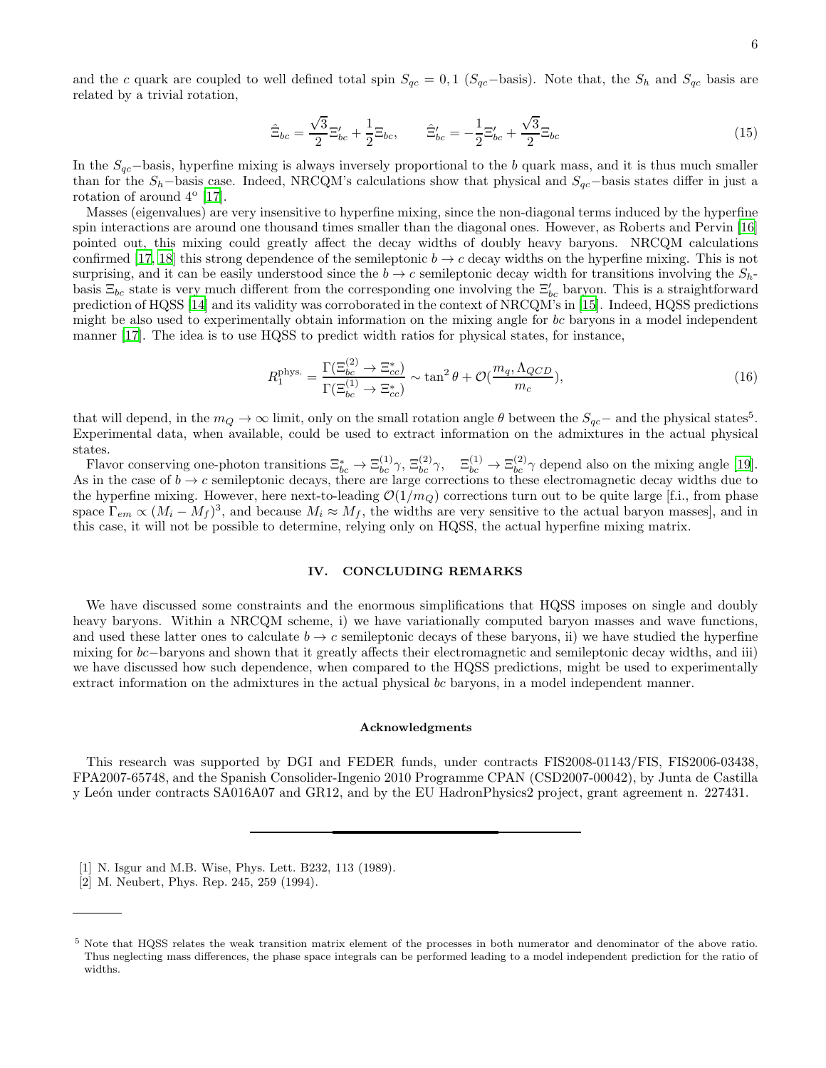and the $c$ quark are coupled to well defined total spin $S_{qc} = 0, 1$ ($S_{qc}-$basis). Note that, the $S_h$ and $S_{qc}$ basis are related by a trivial rotation,

$$\hat{\Xi}_{bc} = \frac{\sqrt{3}}{2}\Xi'_{bc} + \frac{1}{2}\Xi_{bc}, \qquad \hat{\Xi}'_{bc} = -\frac{1}{2}\Xi'_{bc} + \frac{\sqrt{3}}{2}\Xi_{bc} \tag{15}$$

In the $S_{qc}-$basis, hyperfine mixing is always inversely proportional to the $b$ quark mass, and it is thus much smaller than for the $S_h-$basis case. Indeed, NRCQM's calculations show that physical and $S_{qc}-$basis states differ in just a rotation of around 4º [17].

Masses (eigenvalues) are very insensitive to hyperfine mixing, since the non-diagonal terms induced by the hyperfine spin interactions are around one thousand times smaller than the diagonal ones. However, as Roberts and Pervin [16] pointed out, this mixing could greatly affect the decay widths of doubly heavy baryons. NRCQM calculations confirmed [17, 18] this strong dependence of the semileptonic $b \to c$ decay widths on the hyperfine mixing. This is not surprising, and it can be easily understood since the $b \to c$ semileptonic decay width for transitions involving the $S_h$-basis $\Xi_{bc}$ state is very much different from the corresponding one involving the $\Xi'_{bc}$ baryon. This is a straightforward prediction of HQSS [14] and its validity was corroborated in the context of NRCQM's in [15]. Indeed, HQSS predictions might be also used to experimentally obtain information on the mixing angle for $bc$ baryons in a model independent manner [17]. The idea is to use HQSS to predict width ratios for physical states, for instance,

$$R_1^{\rm phys.} = \frac{\Gamma(\Xi_{bc}^{(2)} \to \Xi_{cc}^*)}{\Gamma(\Xi_{bc}^{(1)} \to \Xi_{cc}^*)} \sim \tan^2\theta + \mathcal{O}(\frac{m_q, \Lambda_{QCD}}{m_c}), \tag{16}$$

that will depend, in the $m_Q \to \infty$ limit, only on the small rotation angle $\theta$ between the $S_{qc}-$ and the physical states[5]. Experimental data, when available, could be used to extract information on the admixtures in the actual physical states.

Flavor conserving one-photon transitions $\Xi_{bc}^* \to \Xi_{bc}^{(1)}\gamma$, $\Xi_{bc}^{(2)}\gamma$, $\quad \Xi_{bc}^{(1)} \to \Xi_{bc}^{(2)}\gamma$ depend also on the mixing angle [19]. As in the case of $b \to c$ semileptonic decays, there are large corrections to these electromagnetic decay widths due to the hyperfine mixing. However, here next-to-leading $\mathcal{O}(1/m_Q)$ corrections turn out to be quite large [f.i., from phase space $\Gamma_{em} \propto (M_i - M_f)^3$, and because $M_i \approx M_f$, the widths are very sensitive to the actual baryon masses], and in this case, it will not be possible to determine, relying only on HQSS, the actual hyperfine mixing matrix.

## IV. CONCLUDING REMARKS

We have discussed some constraints and the enormous simplifications that HQSS imposes on single and doubly heavy baryons. Within a NRCQM scheme, i) we have variationally computed baryon masses and wave functions, and used these latter ones to calculate $b \to c$ semileptonic decays of these baryons, ii) we have studied the hyperfine mixing for $bc-$baryons and shown that it greatly affects their electromagnetic and semileptonic decay widths, and iii) we have discussed how such dependence, when compared to the HQSS predictions, might be used to experimentally extract information on the admixtures in the actual physical $bc$ baryons, in a model independent manner.

### Acknowledgments

This research was supported by DGI and FEDER funds, under contracts FIS2008-01143/FIS, FIS2006-03438, FPA2007-65748, and the Spanish Consolider-Ingenio 2010 Programme CPAN (CSD2007-00042), by Junta de Castilla y León under contracts SA016A07 and GR12, and by the EU HadronPhysics2 project, grant agreement n. 227431.

---

[1] N. Isgur and M.B. Wise, Phys. Lett. B232, 113 (1989).
[2] M. Neubert, Phys. Rep. 245, 259 (1994).

---

[5] Note that HQSS relates the weak transition matrix element of the processes in both numerator and denominator of the above ratio. Thus neglecting mass differences, the phase space integrals can be performed leading to a model independent prediction for the ratio of widths.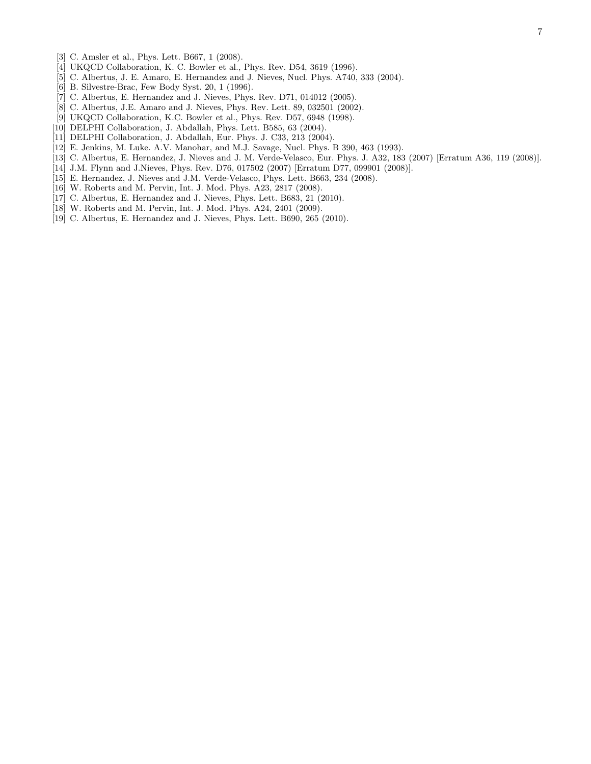[3] C. Amsler et al., Phys. Lett. B667, 1 (2008).
[4] UKQCD Collaboration, K. C. Bowler et al., Phys. Rev. D54, 3619 (1996).
[5] C. Albertus, J. E. Amaro, E. Hernandez and J. Nieves, Nucl. Phys. A740, 333 (2004).
[6] B. Silvestre-Brac, Few Body Syst. 20, 1 (1996).
[7] C. Albertus, E. Hernandez and J. Nieves, Phys. Rev. D71, 014012 (2005).
[8] C. Albertus, J.E. Amaro and J. Nieves, Phys. Rev. Lett. 89, 032501 (2002).
[9] UKQCD Collaboration, K.C. Bowler et al., Phys. Rev. D57, 6948 (1998).
[10] DELPHI Collaboration, J. Abdallah, Phys. Lett. B585, 63 (2004).
[11] DELPHI Collaboration, J. Abdallah, Eur. Phys. J. C33, 213 (2004).
[12] E. Jenkins, M. Luke. A.V. Manohar, and M.J. Savage, Nucl. Phys. B 390, 463 (1993).
[13] C. Albertus, E. Hernandez, J. Nieves and J. M. Verde-Velasco, Eur. Phys. J. A32, 183 (2007) [Erratum A36, 119 (2008)].
[14] J.M. Flynn and J.Nieves, Phys. Rev. D76, 017502 (2007) [Erratum D77, 099901 (2008)].
[15] E. Hernandez, J. Nieves and J.M. Verde-Velasco, Phys. Lett. B663, 234 (2008).
[16] W. Roberts and M. Pervin, Int. J. Mod. Phys. A23, 2817 (2008).
[17] C. Albertus, E. Hernandez and J. Nieves, Phys. Lett. B683, 21 (2010).
[18] W. Roberts and M. Pervin, Int. J. Mod. Phys. A24, 2401 (2009).
[19] C. Albertus, E. Hernandez and J. Nieves, Phys. Lett. B690, 265 (2010).